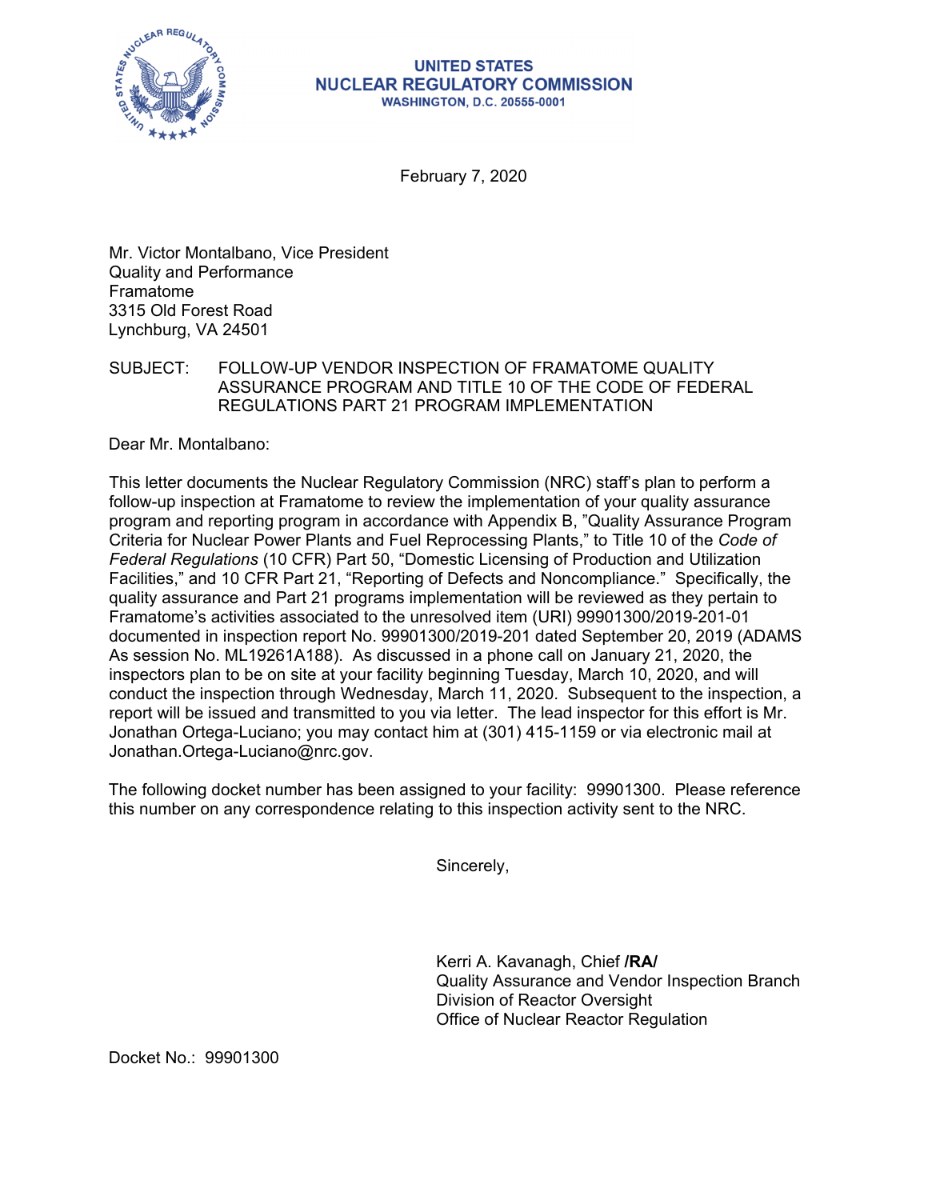UNITED STATES
NUCLEAR REGULATORY COMMISSION
WASHINGTON, D.C. 20555-0001

February 7, 2020

Mr. Victor Montalbano, Vice President
Quality and Performance
Framatome
3315 Old Forest Road
Lynchburg, VA 24501

SUBJECT: FOLLOW-UP VENDOR INSPECTION OF FRAMATOME QUALITY ASSURANCE PROGRAM AND TITLE 10 OF THE CODE OF FEDERAL REGULATIONS PART 21 PROGRAM IMPLEMENTATION

Dear Mr. Montalbano:

This letter documents the Nuclear Regulatory Commission (NRC) staff's plan to perform a follow-up inspection at Framatome to review the implementation of your quality assurance program and reporting program in accordance with Appendix B, "Quality Assurance Program Criteria for Nuclear Power Plants and Fuel Reprocessing Plants," to Title 10 of the *Code of Federal Regulations* (10 CFR) Part 50, "Domestic Licensing of Production and Utilization Facilities," and 10 CFR Part 21, "Reporting of Defects and Noncompliance." Specifically, the quality assurance and Part 21 programs implementation will be reviewed as they pertain to Framatome's activities associated to the unresolved item (URI) 99901300/2019-201-01 documented in inspection report No. 99901300/2019-201 dated September 20, 2019 (ADAMS As session No. ML19261A188). As discussed in a phone call on January 21, 2020, the inspectors plan to be on site at your facility beginning Tuesday, March 10, 2020, and will conduct the inspection through Wednesday, March 11, 2020. Subsequent to the inspection, a report will be issued and transmitted to you via letter. The lead inspector for this effort is Mr. Jonathan Ortega-Luciano; you may contact him at (301) 415-1159 or via electronic mail at Jonathan.Ortega-Luciano@nrc.gov.

The following docket number has been assigned to your facility: 99901300. Please reference this number on any correspondence relating to this inspection activity sent to the NRC.

Sincerely,

Kerri A. Kavanagh, Chief **/RA/**
Quality Assurance and Vendor Inspection Branch
Division of Reactor Oversight
Office of Nuclear Reactor Regulation

Docket No.: 99901300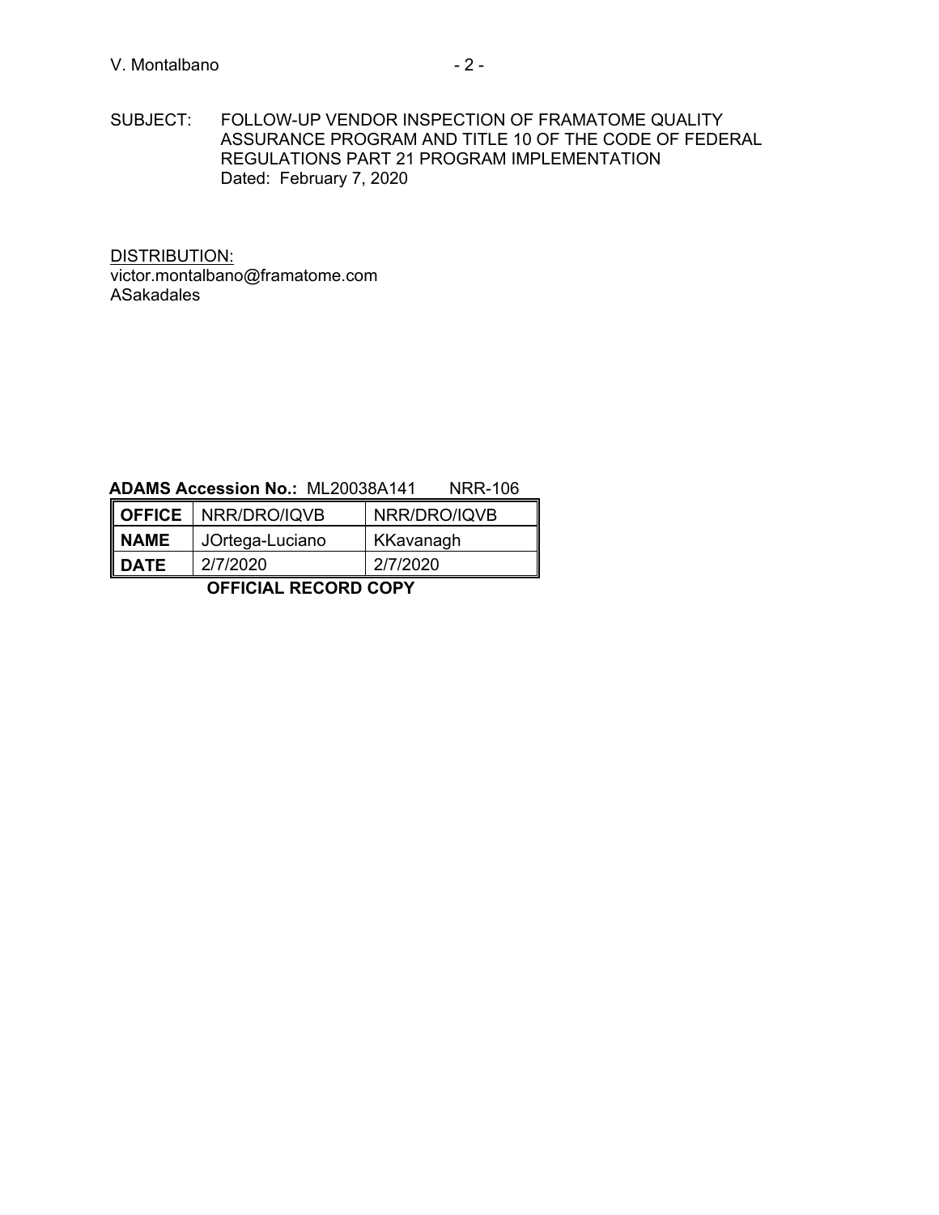SUBJECT: FOLLOW-UP VENDOR INSPECTION OF FRAMATOME QUALITY ASSURANCE PROGRAM AND TITLE 10 OF THE CODE OF FEDERAL REGULATIONS PART 21 PROGRAM IMPLEMENTATION
Dated: February 7, 2020

DISTRIBUTION:
victor.montalbano@framatome.com
ASakadales

**ADAMS Accession No.:** ML20038A141 NRR-106

| **OFFICE** | NRR/DRO/IQVB | NRR/DRO/IQVB |
|---|---|---|
| **NAME** | JOrtega-Luciano | KKavanagh |
| **DATE** | 2/7/2020 | 2/7/2020 |

**OFFICIAL RECORD COPY**